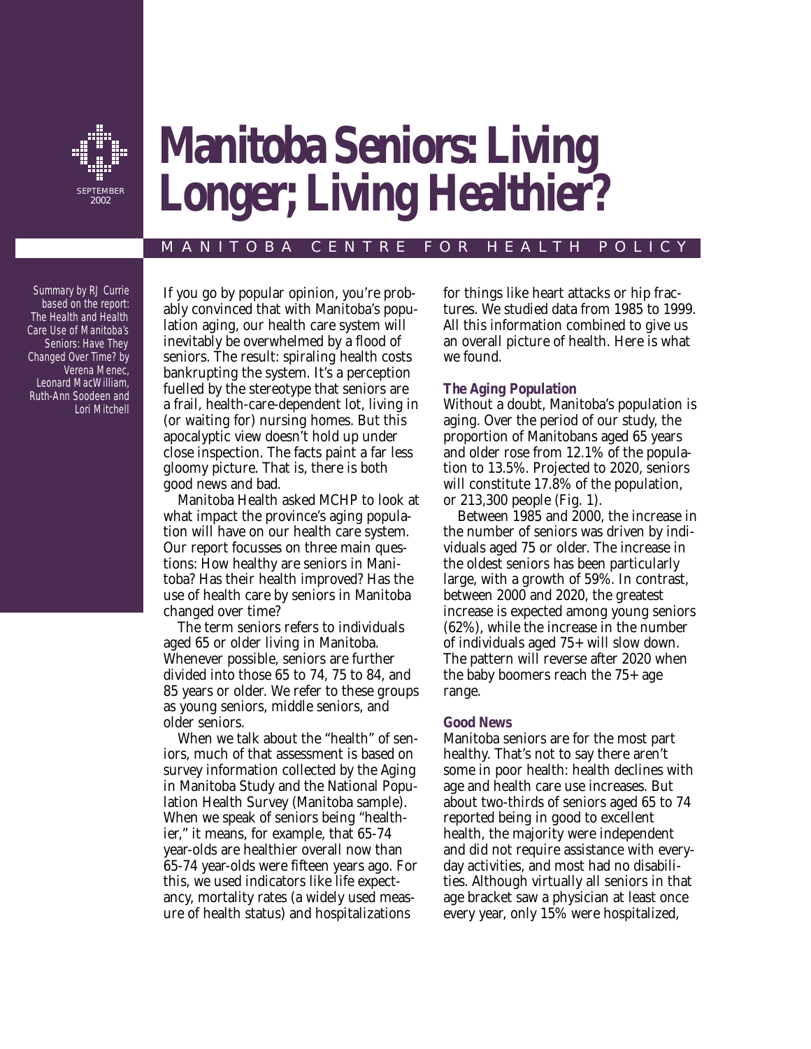SEPTEMBER 2002

# Manitoba Seniors: Living Longer; Living Healthier?

MANITOBA CENTRE FOR HEALTH POLICY

*Summary by RJ Currie based on the report: The Health and Health Care Use of Manitoba's Seniors: Have They Changed Over Time? by Verena Menec, Leonard MacWilliam, Ruth-Ann Soodeen and Lori Mitchell*

If you go by popular opinion, you're probably convinced that with Manitoba's population aging, our health care system will inevitably be overwhelmed by a flood of seniors. The result: spiraling health costs bankrupting the system. It's a perception fuelled by the stereotype that seniors are a frail, health-care-dependent lot, living in (or waiting for) nursing homes. But this apocalyptic view doesn't hold up under close inspection. The facts paint a far less gloomy picture. That is, there is both good news and bad.

Manitoba Health asked MCHP to look at what impact the province's aging population will have on our health care system. Our report focusses on three main questions: How healthy are seniors in Manitoba? Has their health improved? Has the use of health care by seniors in Manitoba changed over time?

The term seniors refers to individuals aged 65 or older living in Manitoba. Whenever possible, seniors are further divided into those 65 to 74, 75 to 84, and 85 years or older. We refer to these groups as young seniors, middle seniors, and older seniors.

When we talk about the "health" of seniors, much of that assessment is based on survey information collected by the Aging in Manitoba Study and the National Population Health Survey (Manitoba sample). When we speak of seniors being "healthier," it means, for example, that 65-74 year-olds are healthier overall now than 65-74 year-olds were fifteen years ago. For this, we used indicators like life expectancy, mortality rates (a widely used measure of health status) and hospitalizations for things like heart attacks or hip fractures. We studied data from 1985 to 1999. All this information combined to give us an overall picture of health. Here is what we found.

### The Aging Population

Without a doubt, Manitoba's population is aging. Over the period of our study, the proportion of Manitobans aged 65 years and older rose from 12.1% of the population to 13.5%. Projected to 2020, seniors will constitute 17.8% of the population, or 213,300 people (Fig. 1).

Between 1985 and 2000, the increase in the number of seniors was driven by individuals aged 75 or older. The increase in the oldest seniors has been particularly large, with a growth of 59%. In contrast, between 2000 and 2020, the greatest increase is expected among young seniors (62%), while the increase in the number of individuals aged 75+ will slow down. The pattern will reverse after 2020 when the baby boomers reach the 75+ age range.

### Good News

Manitoba seniors are for the most part healthy. That's not to say there aren't some in poor health: health declines with age and health care use increases. But about two-thirds of seniors aged 65 to 74 reported being in good to excellent health, the majority were independent and did not require assistance with everyday activities, and most had no disabilities. Although virtually all seniors in that age bracket saw a physician at least once every year, only 15% were hospitalized,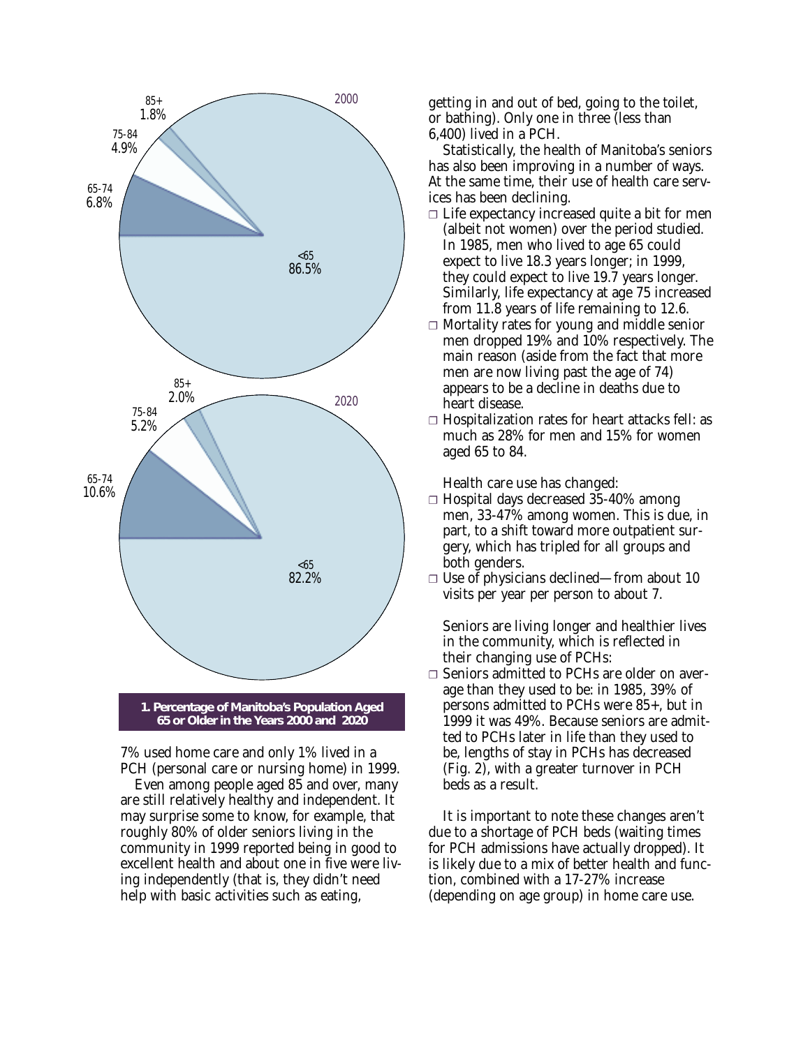2000

| Age group | Percentage |
|---|---|
| 85+ | 1.8% |
| 75-84 | 4.9% |
| 65-74 | 6.8% |
| <65 | 86.5% |

2020

| Age group | Percentage |
|---|---|
| 85+ | 2.0% |
| 75-84 | 5.2% |
| 65-74 | 10.6% |
| <65 | 82.2% |

**1. Percentage of Manitoba's Population Aged 65 or Older in the Years 2000 and 2020**

7% used home care and only 1% lived in a PCH (personal care or nursing home) in 1999.

Even among people aged 85 and over, many are still relatively healthy and independent. It may surprise some to know, for example, that roughly 80% of older seniors living in the community in 1999 reported being in good to excellent health and about one in five were living independently (that is, they didn't need help with basic activities such as eating, getting in and out of bed, going to the toilet, or bathing). Only one in three (less than 6,400) lived in a PCH.

Statistically, the health of Manitoba's seniors has also been improving in a number of ways. At the same time, their use of health care services has been declining.

- Life expectancy increased quite a bit for men (albeit not women) over the period studied. In 1985, men who lived to age 65 could expect to live 18.3 years longer; in 1999, they could expect to live 19.7 years longer. Similarly, life expectancy at age 75 increased from 11.8 years of life remaining to 12.6.
- Mortality rates for young and middle senior men dropped 19% and 10% respectively. The main reason (aside from the fact that more men are now living past the age of 74) appears to be a decline in deaths due to heart disease.
- Hospitalization rates for heart attacks fell: as much as 28% for men and 15% for women aged 65 to 84.

Health care use has changed:

- Hospital days decreased 35-40% among men, 33-47% among women. This is due, in part, to a shift toward more outpatient surgery, which has tripled for all groups and both genders.
- Use of physicians declined—from about 10 visits per year per person to about 7.

Seniors are living longer and healthier lives in the community, which is reflected in their changing use of PCHs:

- Seniors admitted to PCHs are older on average than they used to be: in 1985, 39% of persons admitted to PCHs were 85+, but in 1999 it was 49%. Because seniors are admitted to PCHs later in life than they used to be, lengths of stay in PCHs has decreased (Fig. 2), with a greater turnover in PCH beds as a result.

It is important to note these changes aren't due to a shortage of PCH beds (waiting times for PCH admissions have actually dropped). It is likely due to a mix of better health and function, combined with a 17-27% increase (depending on age group) in home care use.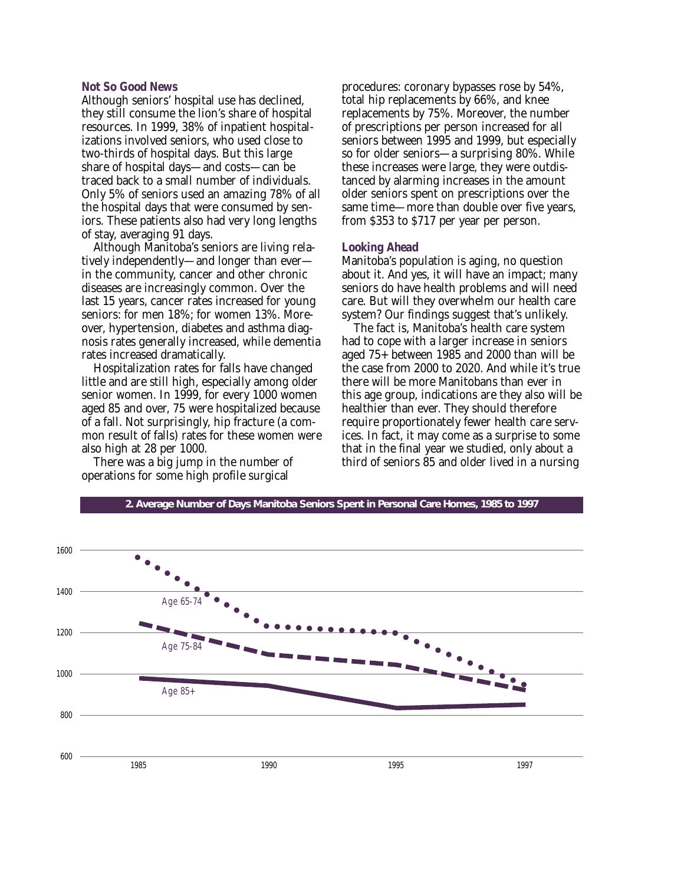### Not So Good News

Although seniors' hospital use has declined, they still consume the lion's share of hospital resources. In 1999, 38% of inpatient hospitalizations involved seniors, who used close to two-thirds of hospital days. But this large share of hospital days—and costs—can be traced back to a small number of individuals. Only 5% of seniors used an amazing 78% of all the hospital days that were consumed by seniors. These patients also had very long lengths of stay, averaging 91 days.

Although Manitoba's seniors are living relatively independently—and longer than ever—in the community, cancer and other chronic diseases are increasingly common. Over the last 15 years, cancer rates increased for young seniors: for men 18%; for women 13%. Moreover, hypertension, diabetes and asthma diagnosis rates generally increased, while dementia rates increased dramatically.

Hospitalization rates for falls have changed little and are still high, especially among older senior women. In 1999, for every 1000 women aged 85 and over, 75 were hospitalized because of a fall. Not surprisingly, hip fracture (a common result of falls) rates for these women were also high at 28 per 1000.

There was a big jump in the number of operations for some high profile surgical procedures: coronary bypasses rose by 54%, total hip replacements by 66%, and knee replacements by 75%. Moreover, the number of prescriptions per person increased for all seniors between 1995 and 1999, but especially so for older seniors—a surprising 80%. While these increases were large, they were outdistanced by alarming increases in the amount older seniors spent on prescriptions over the same time—more than double over five years, from $353 to $717 per year per person.

### Looking Ahead

Manitoba's population is aging, no question about it. And yes, it will have an impact; many seniors do have health problems and will need care. But will they overwhelm our health care system? Our findings suggest that's unlikely.

The fact is, Manitoba's health care system had to cope with a larger increase in seniors aged 75+ between 1985 and 2000 than will be the case from 2000 to 2020. And while it's true there will be more Manitobans than ever in this age group, indications are they also will be healthier than ever. They should therefore require proportionately fewer health care services. In fact, it may come as a surprise to some that in the final year we studied, only about a third of seniors 85 and older lived in a nursing

**2. Average Number of Days Manitoba Seniors Spent in Personal Care Homes, 1985 to 1997**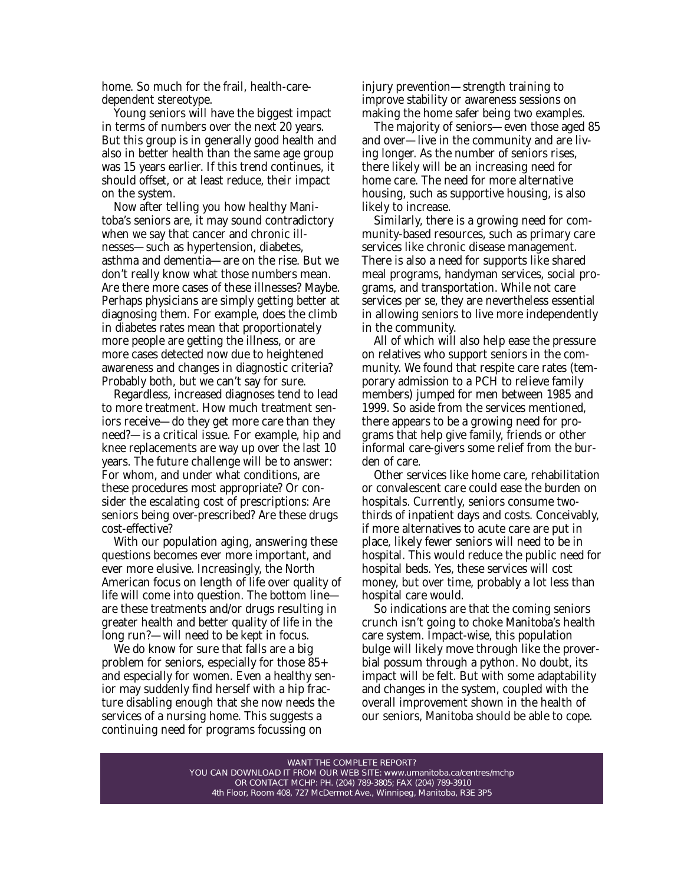home. So much for the frail, health-care-dependent stereotype.

Young seniors will have the biggest impact in terms of numbers over the next 20 years. But this group is in generally good health and also in better health than the same age group was 15 years earlier. If this trend continues, it should offset, or at least reduce, their impact on the system.

Now after telling you how healthy Manitoba's seniors are, it may sound contradictory when we say that cancer and chronic illnesses—such as hypertension, diabetes, asthma and dementia—are on the rise. But we don't really know what those numbers mean. Are there more cases of these illnesses? Maybe. Perhaps physicians are simply getting better at diagnosing them. For example, does the climb in diabetes rates mean that proportionately more people are getting the illness, or are more cases detected now due to heightened awareness and changes in diagnostic criteria? Probably both, but we can't say for sure.

Regardless, increased diagnoses tend to lead to more treatment. How much treatment seniors receive—do they get more care than they need?—is a critical issue. For example, hip and knee replacements are way up over the last 10 years. The future challenge will be to answer: For whom, and under what conditions, are these procedures most appropriate? Or consider the escalating cost of prescriptions: Are seniors being over-prescribed? Are these drugs cost-effective?

With our population aging, answering these questions becomes ever more important, and ever more elusive. Increasingly, the North American focus on length of life over quality of life will come into question. The bottom line—are these treatments and/or drugs resulting in greater health and better quality of life in the long run?—will need to be kept in focus.

We do know for sure that falls are a big problem for seniors, especially for those 85+ and especially for women. Even a healthy senior may suddenly find herself with a hip fracture disabling enough that she now needs the services of a nursing home. This suggests a continuing need for programs focussing on injury prevention—strength training to improve stability or awareness sessions on making the home safer being two examples.

The majority of seniors—even those aged 85 and over—live in the community and are living longer. As the number of seniors rises, there likely will be an increasing need for home care. The need for more alternative housing, such as supportive housing, is also likely to increase.

Similarly, there is a growing need for community-based resources, such as primary care services like chronic disease management. There is also a need for supports like shared meal programs, handyman services, social programs, and transportation. While not care services per se, they are nevertheless essential in allowing seniors to live more independently in the community.

All of which will also help ease the pressure on relatives who support seniors in the community. We found that respite care rates (temporary admission to a PCH to relieve family members) jumped for men between 1985 and 1999. So aside from the services mentioned, there appears to be a growing need for programs that help give family, friends or other informal care-givers some relief from the burden of care.

Other services like home care, rehabilitation or convalescent care could ease the burden on hospitals. Currently, seniors consume two-thirds of inpatient days and costs. Conceivably, if more alternatives to acute care are put in place, likely fewer seniors will need to be in hospital. This would reduce the public need for hospital beds. Yes, these services will cost money, but over time, probably a lot less than hospital care would.

So indications are that the coming seniors crunch isn't going to choke Manitoba's health care system. Impact-wise, this population bulge will likely move through like the proverbial possum through a python. No doubt, its impact will be felt. But with some adaptability and changes in the system, coupled with the overall improvement shown in the health of our seniors, Manitoba should be able to cope.

WANT THE COMPLETE REPORT?
YOU CAN DOWNLOAD IT FROM OUR WEB SITE: www.umanitoba.ca/centres/mchp
OR CONTACT MCHP: PH. (204) 789-3805; FAX (204) 789-3910
4th Floor, Room 408, 727 McDermot Ave., Winnipeg, Manitoba, R3E 3P5